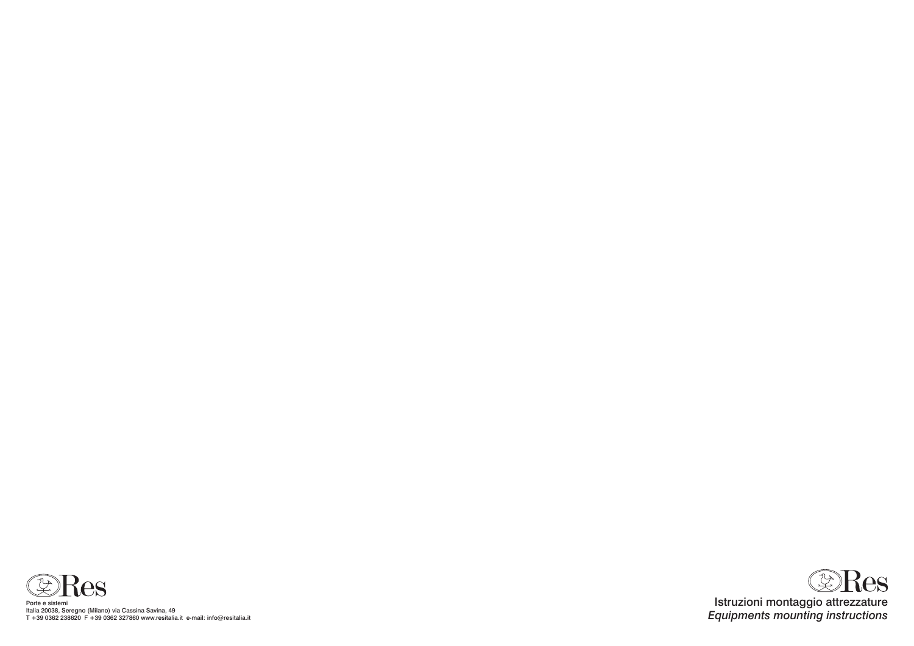Res

Porte e sistemi
Italia 20038, Seregno (Milano) via Cassina Savina, 49
T +39 0362 238620 F +39 0362 327860 www.resitalia.it e-mail: info@resitalia.it

Res

# Istruzioni montaggio attrezzature

*Equipments mounting instructions*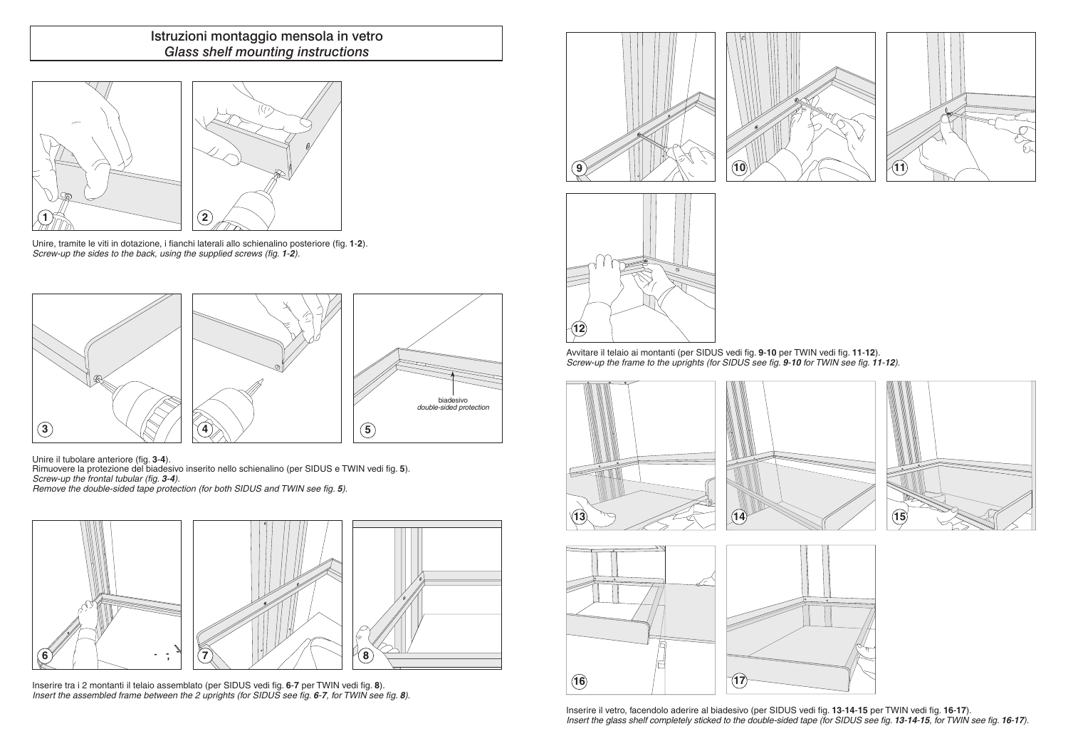## Istruzioni montaggio mensola in vetro
## *Glass shelf mounting instructions*

Unire, tramite le viti in dotazione, i fianchi laterali allo schienalino posteriore (fig. **1**-**2**).
*Screw-up the sides to the back, using the supplied screws (fig. **1-2**).*

biadesivo
*double-sided protection*

Unire il tubolare anteriore (fig. **3**-**4**).
Rimuovere la protezione del biadesivo inserito nello schienalino (per SIDUS e TWIN vedi fig. **5**).
*Screw-up the frontal tubular (fig. **3-4**).*
*Remove the double-sided tape protection (for both SIDUS and TWIN see fig. **5**).*

Inserire tra i 2 montanti il telaio assemblato (per SIDUS vedi fig. **6**-**7** per TWIN vedi fig. **8**).
*Insert the assembled frame between the 2 uprights (for SIDUS see fig. **6-7**, for TWIN see fig. **8**).*

Avvitare il telaio ai montanti (per SIDUS vedi fig. **9**-**10** per TWIN vedi fig. **11**-**12**).
*Screw-up the frame to the uprights (for SIDUS see fig. **9-10** for TWIN see fig. **11-12**).*

Inserire il vetro, facendolo aderire al biadesivo (per SIDUS vedi fig. **13**-**14**-**15** per TWIN vedi fig. **16**-**17**).
*Insert the glass shelf completely sticked to the double-sided tape (for SIDUS see fig. **13-14-15**, for TWIN see fig. **16-17**).*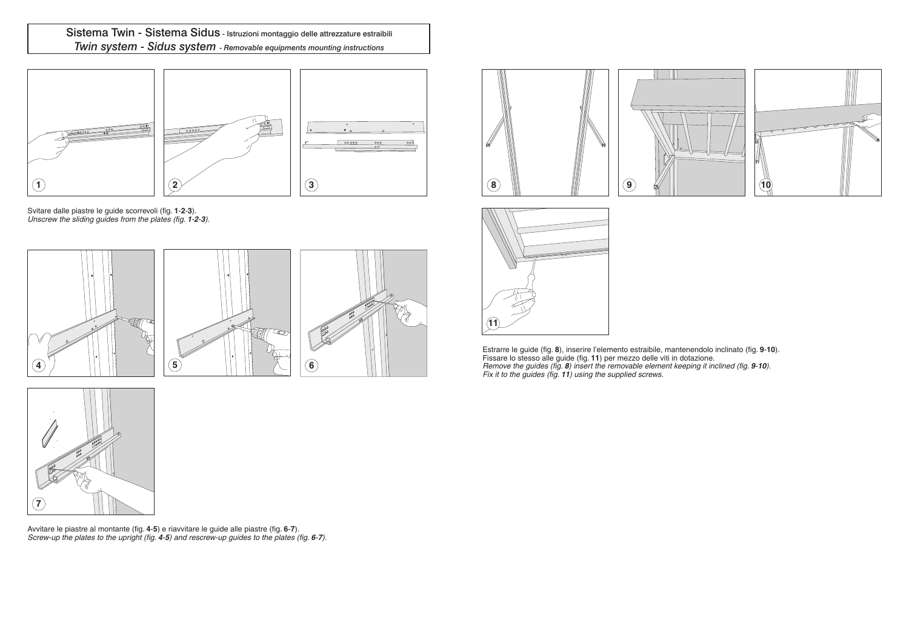# Sistema Twin - Sistema Sidus - Istruzioni montaggio delle attrezzature estraibili

## *Twin system - Sidus system - Removable equipments mounting instructions*

1

2

3

Svitare dalle piastre le guide scorrevoli (fig. **1**-**2**-**3**).
*Unscrew the sliding guides from the plates (fig. **1-2-3**).*

4

5

6

7

Avvitare le piastre al montante (fig. **4**-**5**) e riavvitare le guide alle piastre (fig. **6**-**7**).
*Screw-up the plates to the upright (fig. **4-5**) and rescrew-up guides to the plates (fig. **6-7**).*

8

9

10

11

Estrarre le guide (fig. **8**), inserire l'elemento estraibile, mantenendolo inclinato (fig. **9**-**10**).
Fissare lo stesso alle guide (fig. **11**) per mezzo delle viti in dotazione.
*Remove the guides (fig. **8**) insert the removable element keeping it inclined (fig. **9-10**).*
*Fix it to the guides (fig. **11**) using the supplied screws.*